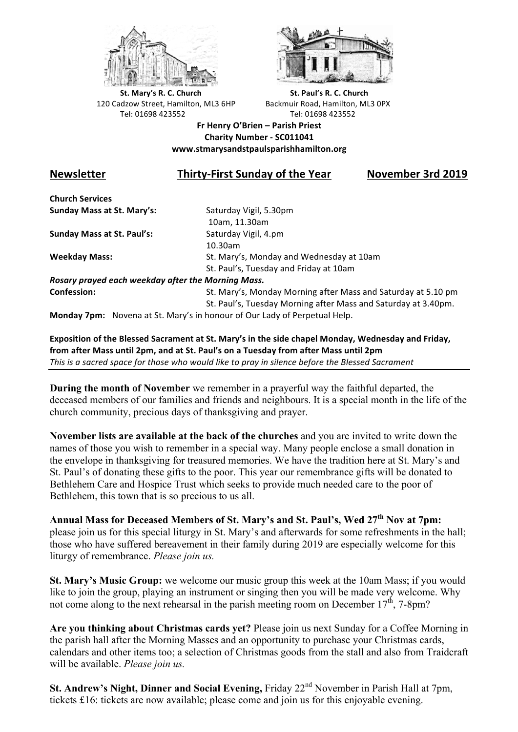**St. Mary's R. C. Church**
120 Cadzow Street, Hamilton, ML3 6HP
Tel: 01698 423552

**St. Paul's R. C. Church**
Backmuir Road, Hamilton, ML3 0PX
Tel: 01698 423552

**Fr Henry O'Brien – Parish Priest**
**Charity Number - SC011041**
**www.stmarysandstpaulsparishhamilton.org**

## Newsletter — Thirty-First Sunday of the Year — November 3rd 2019

**Church Services**

| | |
|---|---|
| **Sunday Mass at St. Mary's:** | Saturday Vigil, 5.30pm<br>10am, 11.30am |
| **Sunday Mass at St. Paul's:** | Saturday Vigil, 4.pm<br>10.30am |
| **Weekday Mass:** | St. Mary's, Monday and Wednesday at 10am<br>St. Paul's, Tuesday and Friday at 10am |

***Rosary prayed each weekday after the Morning Mass.***

| | |
|---|---|
| **Confession:** | St. Mary's, Monday Morning after Mass and Saturday at 5.10 pm<br>St. Paul's, Tuesday Morning after Mass and Saturday at 3.40pm. |

**Monday 7pm:** Novena at St. Mary's in honour of Our Lady of Perpetual Help.

**Exposition of the Blessed Sacrament at St. Mary's in the side chapel Monday, Wednesday and Friday, from after Mass until 2pm, and at St. Paul's on a Tuesday from after Mass until 2pm**
*This is a sacred space for those who would like to pray in silence before the Blessed Sacrament*

---

**During the month of November** we remember in a prayerful way the faithful departed, the deceased members of our families and friends and neighbours. It is a special month in the life of the church community, precious days of thanksgiving and prayer.

**November lists are available at the back of the churches** and you are invited to write down the names of those you wish to remember in a special way. Many people enclose a small donation in the envelope in thanksgiving for treasured memories. We have the tradition here at St. Mary's and St. Paul's of donating these gifts to the poor. This year our remembrance gifts will be donated to Bethlehem Care and Hospice Trust which seeks to provide much needed care to the poor of Bethlehem, this town that is so precious to us all.

**Annual Mass for Deceased Members of St. Mary's and St. Paul's, Wed 27th Nov at 7pm:** please join us for this special liturgy in St. Mary's and afterwards for some refreshments in the hall; those who have suffered bereavement in their family during 2019 are especially welcome for this liturgy of remembrance. *Please join us.*

**St. Mary's Music Group:** we welcome our music group this week at the 10am Mass; if you would like to join the group, playing an instrument or singing then you will be made very welcome. Why not come along to the next rehearsal in the parish meeting room on December 17th, 7-8pm?

**Are you thinking about Christmas cards yet?** Please join us next Sunday for a Coffee Morning in the parish hall after the Morning Masses and an opportunity to purchase your Christmas cards, calendars and other items too; a selection of Christmas goods from the stall and also from Traidcraft will be available. *Please join us.*

**St. Andrew's Night, Dinner and Social Evening,** Friday 22nd November in Parish Hall at 7pm, tickets £16: tickets are now available; please come and join us for this enjoyable evening.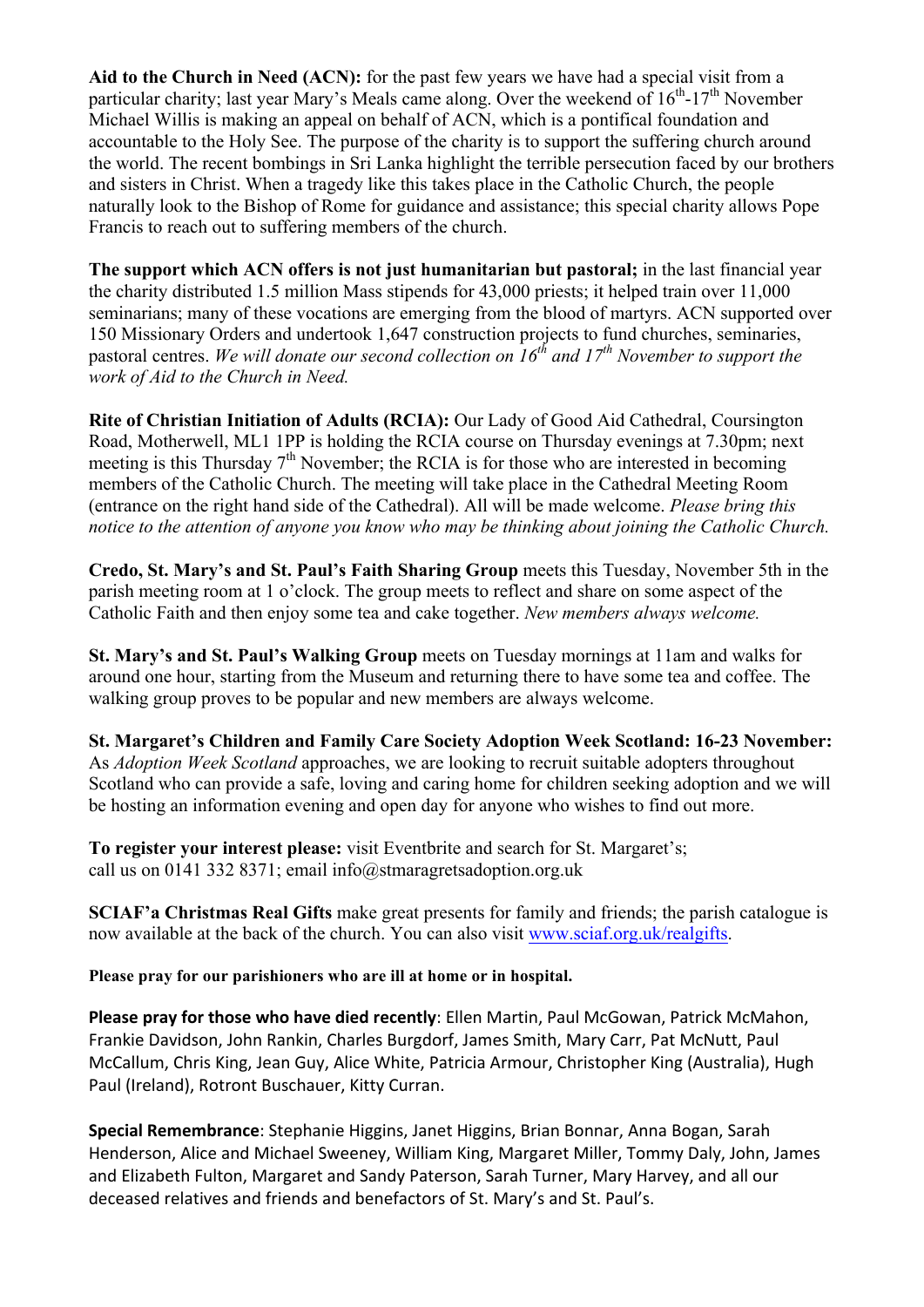**Aid to the Church in Need (ACN):** for the past few years we have had a special visit from a particular charity; last year Mary's Meals came along. Over the weekend of 16th-17th November Michael Willis is making an appeal on behalf of ACN, which is a pontifical foundation and accountable to the Holy See. The purpose of the charity is to support the suffering church around the world. The recent bombings in Sri Lanka highlight the terrible persecution faced by our brothers and sisters in Christ. When a tragedy like this takes place in the Catholic Church, the people naturally look to the Bishop of Rome for guidance and assistance; this special charity allows Pope Francis to reach out to suffering members of the church.

**The support which ACN offers is not just humanitarian but pastoral;** in the last financial year the charity distributed 1.5 million Mass stipends for 43,000 priests; it helped train over 11,000 seminarians; many of these vocations are emerging from the blood of martyrs. ACN supported over 150 Missionary Orders and undertook 1,647 construction projects to fund churches, seminaries, pastoral centres. *We will donate our second collection on 16th and 17th November to support the work of Aid to the Church in Need.*

**Rite of Christian Initiation of Adults (RCIA):** Our Lady of Good Aid Cathedral, Coursington Road, Motherwell, ML1 1PP is holding the RCIA course on Thursday evenings at 7.30pm; next meeting is this Thursday 7th November; the RCIA is for those who are interested in becoming members of the Catholic Church. The meeting will take place in the Cathedral Meeting Room (entrance on the right hand side of the Cathedral). All will be made welcome. *Please bring this notice to the attention of anyone you know who may be thinking about joining the Catholic Church.*

**Credo, St. Mary's and St. Paul's Faith Sharing Group** meets this Tuesday, November 5th in the parish meeting room at 1 o'clock. The group meets to reflect and share on some aspect of the Catholic Faith and then enjoy some tea and cake together. *New members always welcome.*

**St. Mary's and St. Paul's Walking Group** meets on Tuesday mornings at 11am and walks for around one hour, starting from the Museum and returning there to have some tea and coffee. The walking group proves to be popular and new members are always welcome.

**St. Margaret's Children and Family Care Society Adoption Week Scotland: 16-23 November:** As *Adoption Week Scotland* approaches, we are looking to recruit suitable adopters throughout Scotland who can provide a safe, loving and caring home for children seeking adoption and we will be hosting an information evening and open day for anyone who wishes to find out more.

**To register your interest please:** visit Eventbrite and search for St. Margaret's; call us on 0141 332 8371; email info@stmaragretsadoption.org.uk

**SCIAF'a Christmas Real Gifts** make great presents for family and friends; the parish catalogue is now available at the back of the church. You can also visit www.sciaf.org.uk/realgifts.

**Please pray for our parishioners who are ill at home or in hospital.**

**Please pray for those who have died recently**: Ellen Martin, Paul McGowan, Patrick McMahon, Frankie Davidson, John Rankin, Charles Burgdorf, James Smith, Mary Carr, Pat McNutt, Paul McCallum, Chris King, Jean Guy, Alice White, Patricia Armour, Christopher King (Australia), Hugh Paul (Ireland), Rotront Buschauer, Kitty Curran.

**Special Remembrance**: Stephanie Higgins, Janet Higgins, Brian Bonnar, Anna Bogan, Sarah Henderson, Alice and Michael Sweeney, William King, Margaret Miller, Tommy Daly, John, James and Elizabeth Fulton, Margaret and Sandy Paterson, Sarah Turner, Mary Harvey, and all our deceased relatives and friends and benefactors of St. Mary's and St. Paul's.